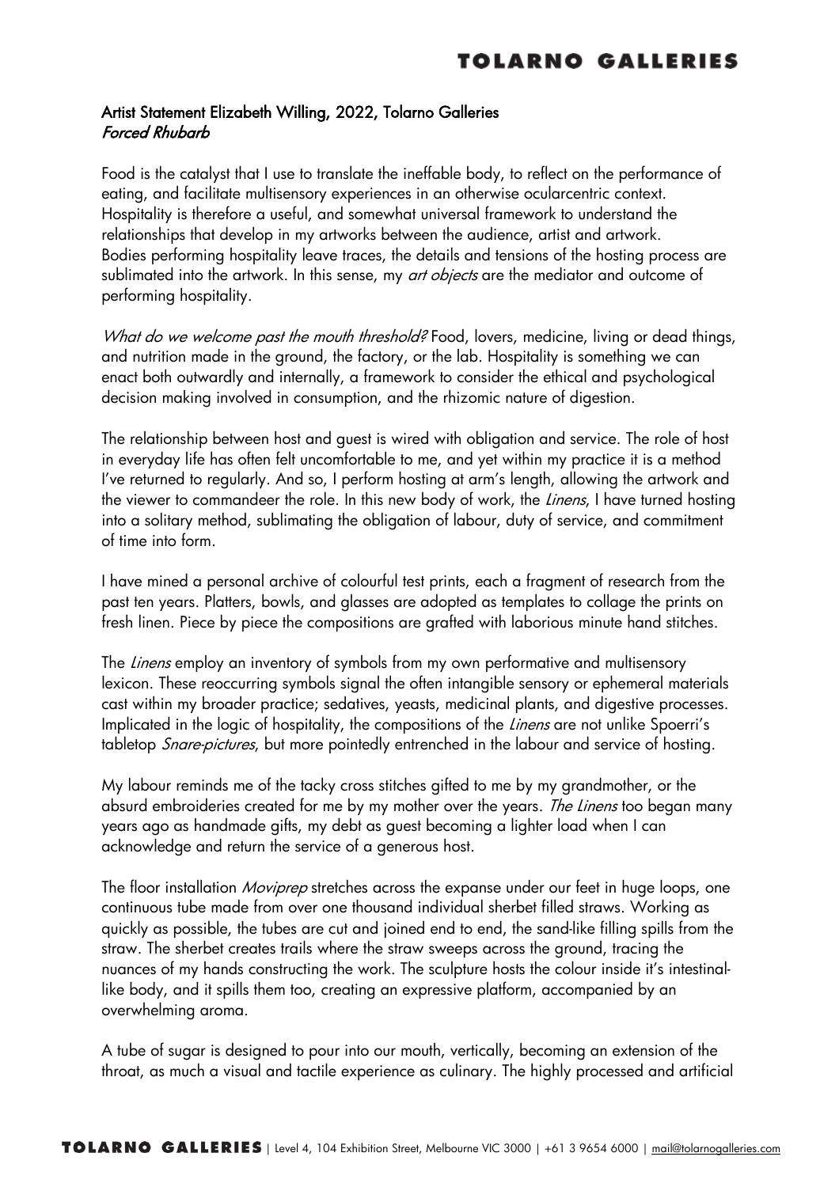**Artist Statement Elizabeth Willing, 2022, Tolarno Galleries**
***Forced Rhubarb***

Food is the catalyst that I use to translate the ineffable body, to reflect on the performance of eating, and facilitate multisensory experiences in an otherwise ocularcentric context. Hospitality is therefore a useful, and somewhat universal framework to understand the relationships that develop in my artworks between the audience, artist and artwork. Bodies performing hospitality leave traces, the details and tensions of the hosting process are sublimated into the artwork. In this sense, my *art objects* are the mediator and outcome of performing hospitality.

*What do we welcome past the mouth threshold?* Food, lovers, medicine, living or dead things, and nutrition made in the ground, the factory, or the lab. Hospitality is something we can enact both outwardly and internally, a framework to consider the ethical and psychological decision making involved in consumption, and the rhizomic nature of digestion.

The relationship between host and guest is wired with obligation and service. The role of host in everyday life has often felt uncomfortable to me, and yet within my practice it is a method I've returned to regularly. And so, I perform hosting at arm's length, allowing the artwork and the viewer to commandeer the role. In this new body of work, the *Linens*, I have turned hosting into a solitary method, sublimating the obligation of labour, duty of service, and commitment of time into form.

I have mined a personal archive of colourful test prints, each a fragment of research from the past ten years. Platters, bowls, and glasses are adopted as templates to collage the prints on fresh linen. Piece by piece the compositions are grafted with laborious minute hand stitches.

The *Linens* employ an inventory of symbols from my own performative and multisensory lexicon. These reoccurring symbols signal the often intangible sensory or ephemeral materials cast within my broader practice; sedatives, yeasts, medicinal plants, and digestive processes. Implicated in the logic of hospitality, the compositions of the *Linens* are not unlike Spoerri's tabletop *Snare-pictures*, but more pointedly entrenched in the labour and service of hosting.

My labour reminds me of the tacky cross stitches gifted to me by my grandmother, or the absurd embroideries created for me by my mother over the years. *The Linens* too began many years ago as handmade gifts, my debt as guest becoming a lighter load when I can acknowledge and return the service of a generous host.

The floor installation *Moviprep* stretches across the expanse under our feet in huge loops, one continuous tube made from over one thousand individual sherbet filled straws. Working as quickly as possible, the tubes are cut and joined end to end, the sand-like filling spills from the straw. The sherbet creates trails where the straw sweeps across the ground, tracing the nuances of my hands constructing the work. The sculpture hosts the colour inside it's intestinal-like body, and it spills them too, creating an expressive platform, accompanied by an overwhelming aroma.

A tube of sugar is designed to pour into our mouth, vertically, becoming an extension of the throat, as much a visual and tactile experience as culinary. The highly processed and artificial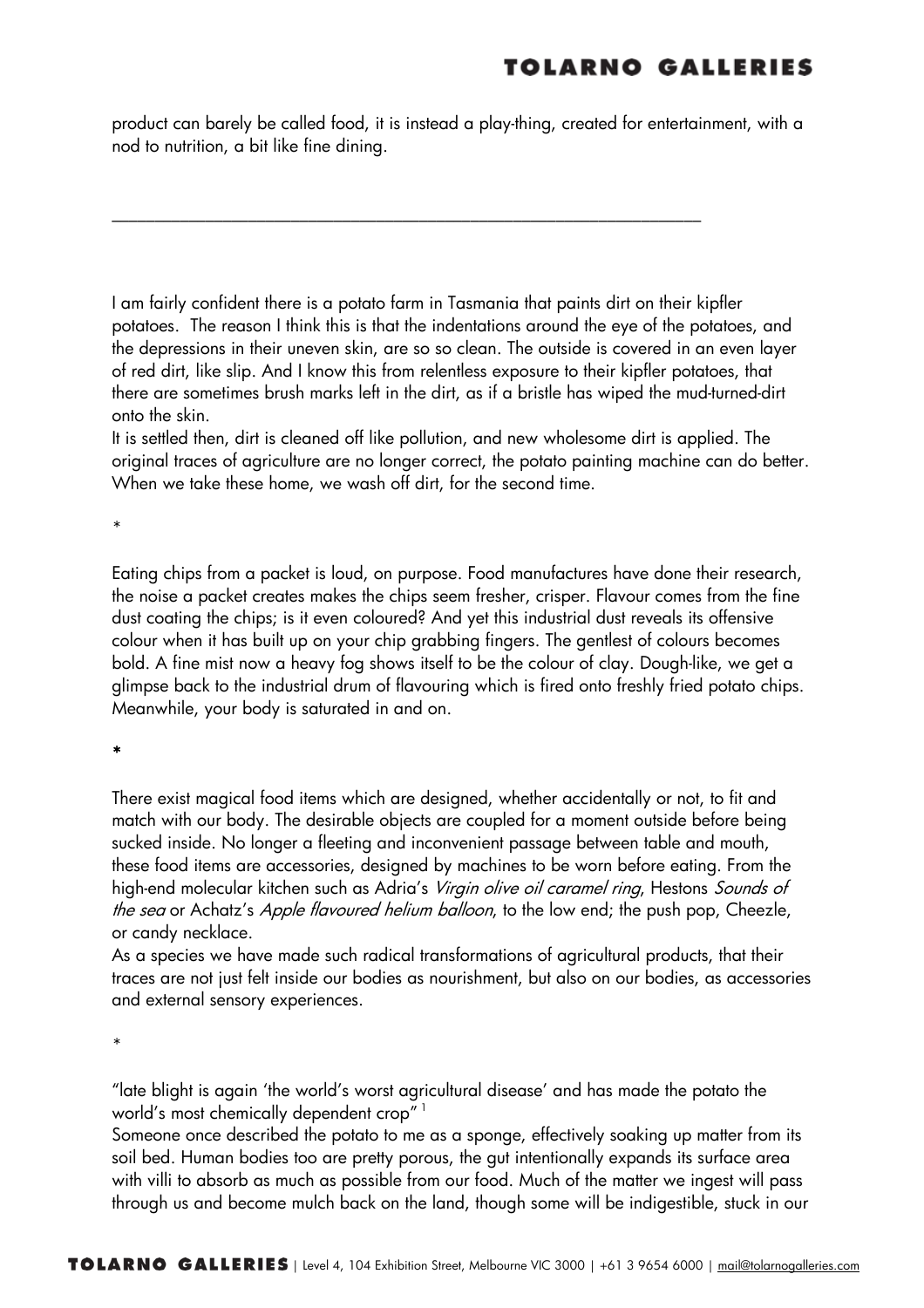product can barely be called food, it is instead a play-thing, created for entertainment, with a nod to nutrition, a bit like fine dining.

---

I am fairly confident there is a potato farm in Tasmania that paints dirt on their kipfler potatoes. The reason I think this is that the indentations around the eye of the potatoes, and the depressions in their uneven skin, are so so clean. The outside is covered in an even layer of red dirt, like slip. And I know this from relentless exposure to their kipfler potatoes, that there are sometimes brush marks left in the dirt, as if a bristle has wiped the mud-turned-dirt onto the skin.
It is settled then, dirt is cleaned off like pollution, and new wholesome dirt is applied. The original traces of agriculture are no longer correct, the potato painting machine can do better. When we take these home, we wash off dirt, for the second time.

*

Eating chips from a packet is loud, on purpose. Food manufactures have done their research, the noise a packet creates makes the chips seem fresher, crisper. Flavour comes from the fine dust coating the chips; is it even coloured? And yet this industrial dust reveals its offensive colour when it has built up on your chip grabbing fingers. The gentlest of colours becomes bold. A fine mist now a heavy fog shows itself to be the colour of clay. Dough-like, we get a glimpse back to the industrial drum of flavouring which is fired onto freshly fried potato chips. Meanwhile, your body is saturated in and on.

*

There exist magical food items which are designed, whether accidentally or not, to fit and match with our body. The desirable objects are coupled for a moment outside before being sucked inside. No longer a fleeting and inconvenient passage between table and mouth, these food items are accessories, designed by machines to be worn before eating. From the high-end molecular kitchen such as Adria's *Virgin olive oil caramel ring*, Hestons *Sounds of the sea* or Achatz's *Apple flavoured helium balloon*, to the low end; the push pop, Cheezle, or candy necklace.
As a species we have made such radical transformations of agricultural products, that their traces are not just felt inside our bodies as nourishment, but also on our bodies, as accessories and external sensory experiences.

*

"late blight is again 'the world's worst agricultural disease' and has made the potato the world's most chemically dependent crop" [1]
Someone once described the potato to me as a sponge, effectively soaking up matter from its soil bed. Human bodies too are pretty porous, the gut intentionally expands its surface area with villi to absorb as much as possible from our food. Much of the matter we ingest will pass through us and become mulch back on the land, though some will be indigestible, stuck in our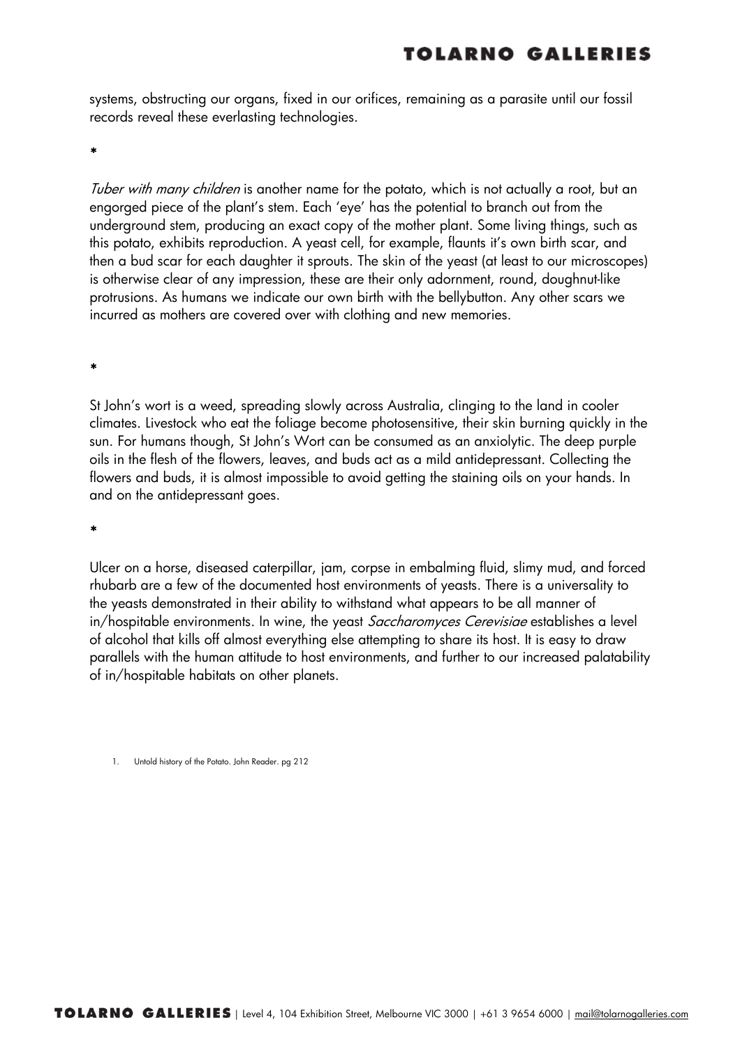systems, obstructing our organs, fixed in our orifices, remaining as a parasite until our fossil records reveal these everlasting technologies.

*

*Tuber with many children* is another name for the potato, which is not actually a root, but an engorged piece of the plant's stem. Each 'eye' has the potential to branch out from the underground stem, producing an exact copy of the mother plant. Some living things, such as this potato, exhibits reproduction. A yeast cell, for example, flaunts it's own birth scar, and then a bud scar for each daughter it sprouts. The skin of the yeast (at least to our microscopes) is otherwise clear of any impression, these are their only adornment, round, doughnut-like protrusions. As humans we indicate our own birth with the bellybutton. Any other scars we incurred as mothers are covered over with clothing and new memories.

*

St John's wort is a weed, spreading slowly across Australia, clinging to the land in cooler climates. Livestock who eat the foliage become photosensitive, their skin burning quickly in the sun. For humans though, St John's Wort can be consumed as an anxiolytic. The deep purple oils in the flesh of the flowers, leaves, and buds act as a mild antidepressant. Collecting the flowers and buds, it is almost impossible to avoid getting the staining oils on your hands. In and on the antidepressant goes.

*

Ulcer on a horse, diseased caterpillar, jam, corpse in embalming fluid, slimy mud, and forced rhubarb are a few of the documented host environments of yeasts. There is a universality to the yeasts demonstrated in their ability to withstand what appears to be all manner of in/hospitable environments. In wine, the yeast *Saccharomyces Cerevisiae* establishes a level of alcohol that kills off almost everything else attempting to share its host. It is easy to draw parallels with the human attitude to host environments, and further to our increased palatability of in/hospitable habitats on other planets.

1. Untold history of the Potato. John Reader. pg 212